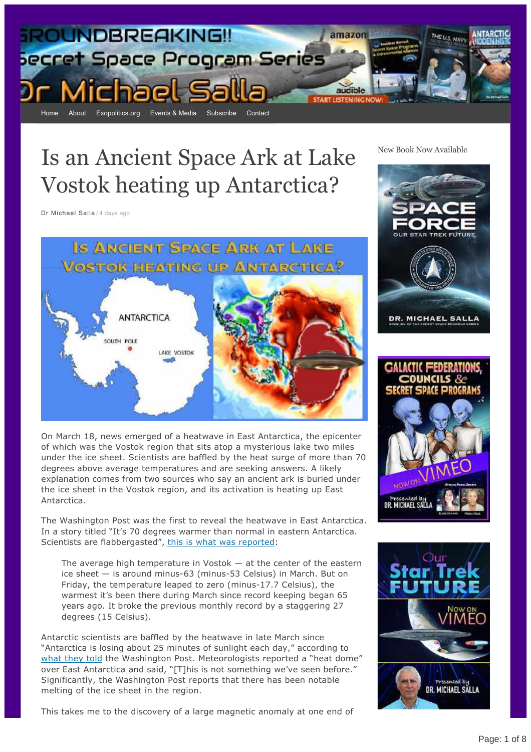Home About Exopolitics.org Events & Media Subscribe Contact

# Is an Ancient Space Ark at Lake Vostok heating up Antarctica?

Dr Michael Salla / 4 days ago

On March 18, news emerged of a heatwave in East Antarctica, the epicenter of which was the Vostok region that sits atop a mysterious lake two miles under the ice sheet. Scientists are baffled by the heat surge of more than 70 degrees above average temperatures and are seeking answers. A likely explanation comes from two sources who say an ancient ark is buried under the ice sheet in the Vostok region, and its activation is heating up East Antarctica.

The Washington Post was the first to reveal the heatwave in East Antarctica. In a story titled "It's 70 degrees warmer than normal in eastern Antarctica. Scientists are flabbergasted", this is what was reported:

> The average high temperature in Vostok — at the center of the eastern ice sheet — is around minus-63 (minus-53 Celsius) in March. But on Friday, the temperature leaped to zero (minus-17.7 Celsius), the warmest it's been there during March since record keeping began 65 years ago. It broke the previous monthly record by a staggering 27 degrees (15 Celsius).

Antarctic scientists are baffled by the heatwave in late March since "Antarctica is losing about 25 minutes of sunlight each day," according to what they told the Washington Post. Meteorologists reported a "heat dome" over East Antarctica and said, "[T]his is not something we've seen before." Significantly, the Washington Post reports that there has been notable melting of the ice sheet in the region.

This takes me to the discovery of a large magnetic anomaly at one end of

New Book Now Available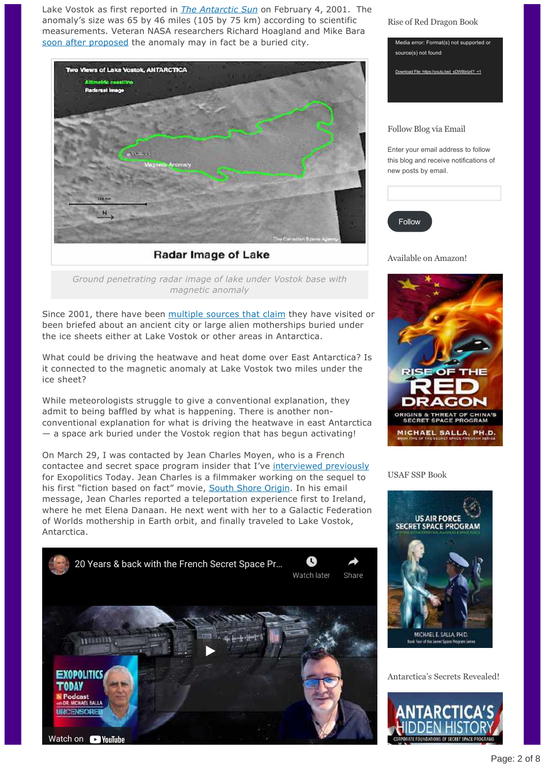Lake Vostok as first reported in *The Antarctic Sun* on February 4, 2001. The anomaly's size was 65 by 46 miles (105 by 75 km) according to scientific measurements. Veteran NASA researchers Richard Hoagland and Mike Bara soon after proposed the anomaly may in fact be a buried city.

Radar Image of Lake

Ground penetrating radar image of lake under Vostok base with magnetic anomaly

Since 2001, there have been multiple sources that claim they have visited or been briefed about an ancient city or large alien motherships buried under the ice sheets either at Lake Vostok or other areas in Antarctica.

What could be driving the heatwave and heat dome over East Antarctica? Is it connected to the magnetic anomaly at Lake Vostok two miles under the ice sheet?

While meteorologists struggle to give a conventional explanation, they admit to being baffled by what is happening. There is another non-conventional explanation for what is driving the heatwave in east Antarctica — a space ark buried under the Vostok region that has begun activating!

On March 29, I was contacted by Jean Charles Moyen, who is a French contactee and secret space program insider that I've interviewed previously for Exopolitics Today. Jean Charles is a filmmaker working on the sequel to his first "fiction based on fact" movie, South Shore Origin. In his email message, Jean Charles reported a teleportation experience first to Ireland, where he met Elena Danaan. He next went with her to a Galactic Federation of Worlds mothership in Earth orbit, and finally traveled to Lake Vostok, Antarctica.

20 Years & back with the French Secret Space Pr...

Rise of Red Dragon Book

Media error: Format(s) not supported or source(s) not found

Follow Blog via Email

Enter your email address to follow this blog and receive notifications of new posts by email.

Follow

Available on Amazon!

USAF SSP Book

Antarctica's Secrets Revealed!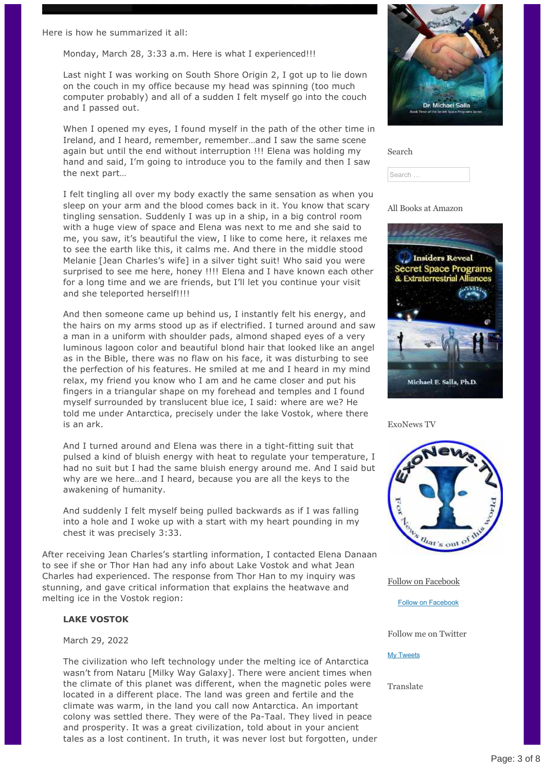Here is how he summarized it all:

> Monday, March 28, 3:33 a.m. Here is what I experienced!!!
>
> Last night I was working on South Shore Origin 2, I got up to lie down on the couch in my office because my head was spinning (too much computer probably) and all of a sudden I felt myself go into the couch and I passed out.
>
> When I opened my eyes, I found myself in the path of the other time in Ireland, and I heard, remember, remember…and I saw the same scene again but until the end without interruption !!! Elena was holding my hand and said, I'm going to introduce you to the family and then I saw the next part…
>
> I felt tingling all over my body exactly the same sensation as when you sleep on your arm and the blood comes back in it. You know that scary tingling sensation. Suddenly I was up in a ship, in a big control room with a huge view of space and Elena was next to me and she said to me, you saw, it's beautiful the view, I like to come here, it relaxes me to see the earth like this, it calms me. And there in the middle stood Melanie [Jean Charles's wife] in a silver tight suit! Who said you were surprised to see me here, honey !!!! Elena and I have known each other for a long time and we are friends, but I'll let you continue your visit and she teleported herself!!!!
>
> And then someone came up behind us, I instantly felt his energy, and the hairs on my arms stood up as if electrified. I turned around and saw a man in a uniform with shoulder pads, almond shaped eyes of a very luminous lagoon color and beautiful blond hair that looked like an angel as in the Bible, there was no flaw on his face, it was disturbing to see the perfection of his features. He smiled at me and I heard in my mind relax, my friend you know who I am and he came closer and put his fingers in a triangular shape on my forehead and temples and I found myself surrounded by translucent blue ice, I said: where are we? He told me under Antarctica, precisely under the lake Vostok, where there is an ark.
>
> And I turned around and Elena was there in a tight-fitting suit that pulsed a kind of bluish energy with heat to regulate your temperature, I had no suit but I had the same bluish energy around me. And I said but why are we here…and I heard, because you are all the keys to the awakening of humanity.
>
> And suddenly I felt myself being pulled backwards as if I was falling into a hole and I woke up with a start with my heart pounding in my chest it was precisely 3:33.

After receiving Jean Charles's startling information, I contacted Elena Danaan to see if she or Thor Han had any info about Lake Vostok and what Jean Charles had experienced. The response from Thor Han to my inquiry was stunning, and gave critical information that explains the heatwave and melting ice in the Vostok region:

> **LAKE VOSTOK**
>
> March 29, 2022
>
> The civilization who left technology under the melting ice of Antarctica wasn't from Nataru [Milky Way Galaxy]. There were ancient times when the climate of this planet was different, when the magnetic poles were located in a different place. The land was green and fertile and the climate was warm, in the land you call now Antarctica. An important colony was settled there. They were of the Pa-Taal. They lived in peace and prosperity. It was a great civilization, told about in your ancient tales as a lost continent. In truth, it was never lost but forgotten, under

Search

Search …

All Books at Amazon

ExoNews TV

Follow on Facebook

Follow on Facebook

Follow me on Twitter

My Tweets

Translate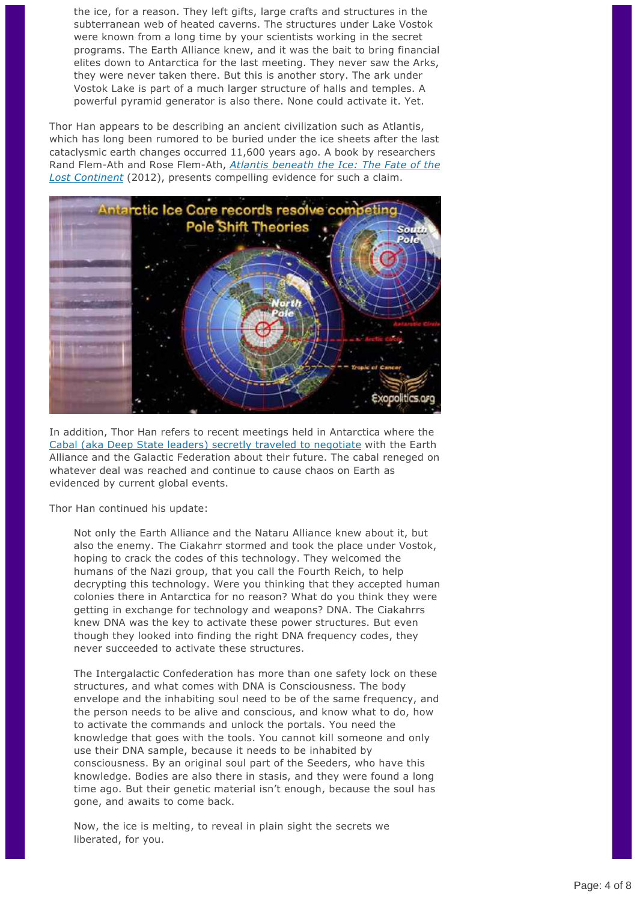> the ice, for a reason. They left gifts, large crafts and structures in the subterranean web of heated caverns. The structures under Lake Vostok were known from a long time by your scientists working in the secret programs. The Earth Alliance knew, and it was the bait to bring financial elites down to Antarctica for the last meeting. They never saw the Arks, they were never taken there. But this is another story. The ark under Vostok Lake is part of a much larger structure of halls and temples. A powerful pyramid generator is also there. None could activate it. Yet.

Thor Han appears to be describing an ancient civilization such as Atlantis, which has long been rumored to be buried under the ice sheets after the last cataclysmic earth changes occurred 11,600 years ago. A book by researchers Rand Flem-Ath and Rose Flem-Ath, *Atlantis beneath the Ice: The Fate of the Lost Continent* (2012), presents compelling evidence for such a claim.

In addition, Thor Han refers to recent meetings held in Antarctica where the Cabal (aka Deep State leaders) secretly traveled to negotiate with the Earth Alliance and the Galactic Federation about their future. The cabal reneged on whatever deal was reached and continue to cause chaos on Earth as evidenced by current global events.

Thor Han continued his update:

> Not only the Earth Alliance and the Nataru Alliance knew about it, but also the enemy. The Ciakahrr stormed and took the place under Vostok, hoping to crack the codes of this technology. They welcomed the humans of the Nazi group, that you call the Fourth Reich, to help decrypting this technology. Were you thinking that they accepted human colonies there in Antarctica for no reason? What do you think they were getting in exchange for technology and weapons? DNA. The Ciakahrrs knew DNA was the key to activate these power structures. But even though they looked into finding the right DNA frequency codes, they never succeeded to activate these structures.
>
> The Intergalactic Confederation has more than one safety lock on these structures, and what comes with DNA is Consciousness. The body envelope and the inhabiting soul need to be of the same frequency, and the person needs to be alive and conscious, and know what to do, how to activate the commands and unlock the portals. You need the knowledge that goes with the tools. You cannot kill someone and only use their DNA sample, because it needs to be inhabited by consciousness. By an original soul part of the Seeders, who have this knowledge. Bodies are also there in stasis, and they were found a long time ago. But their genetic material isn't enough, because the soul has gone, and awaits to come back.
>
> Now, the ice is melting, to reveal in plain sight the secrets we liberated, for you.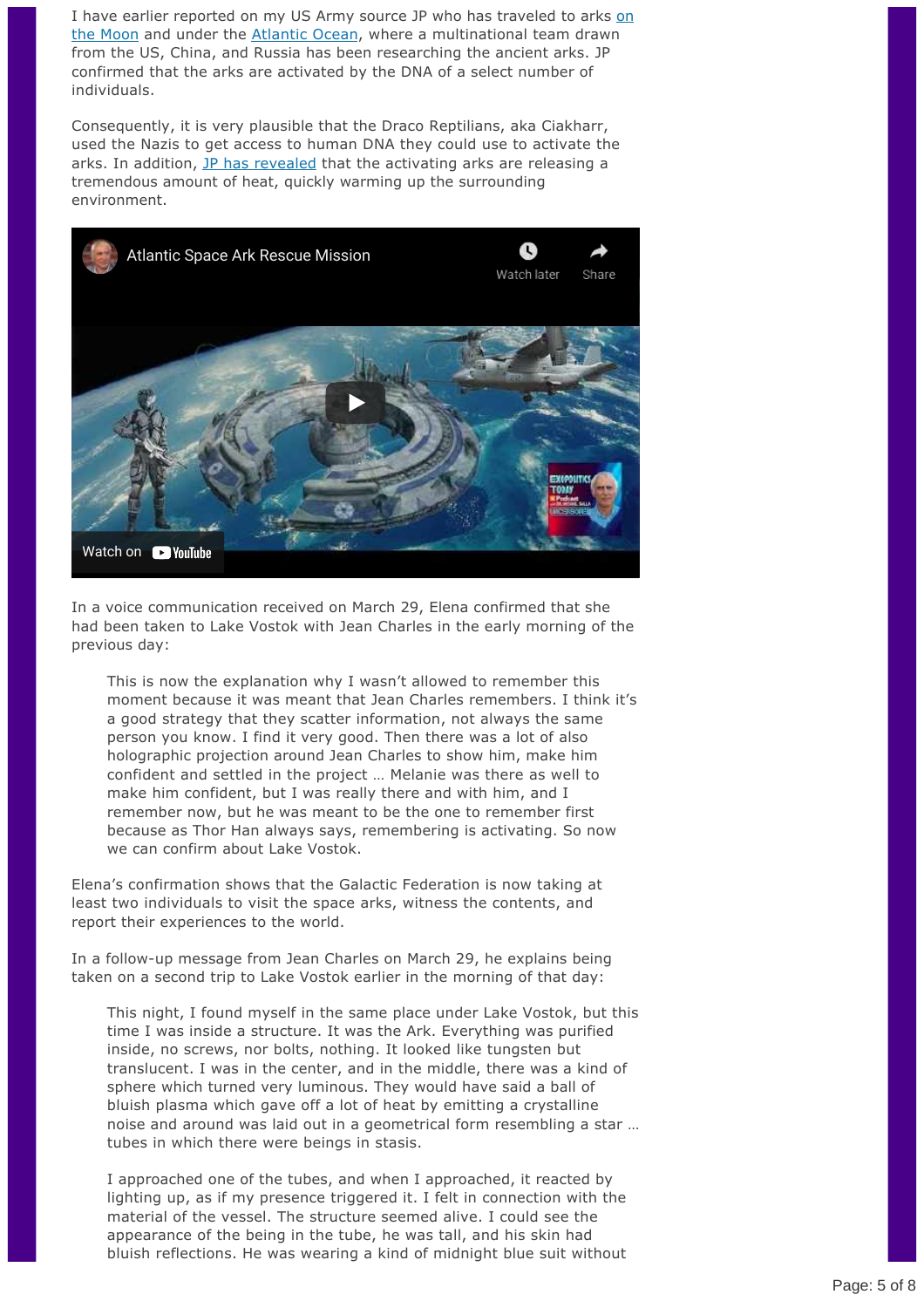I have earlier reported on my US Army source JP who has traveled to arks [on the Moon]() and under the [Atlantic Ocean](), where a multinational team drawn from the US, China, and Russia has been researching the ancient arks. JP confirmed that the arks are activated by the DNA of a select number of individuals.

Consequently, it is very plausible that the Draco Reptilians, aka Ciakharr, used the Nazis to get access to human DNA they could use to activate the arks. In addition, [JP has revealed]() that the activating arks are releasing a tremendous amount of heat, quickly warming up the surrounding environment.

Atlantic Space Ark Rescue Mission

Watch on YouTube

In a voice communication received on March 29, Elena confirmed that she had been taken to Lake Vostok with Jean Charles in the early morning of the previous day:

> This is now the explanation why I wasn't allowed to remember this moment because it was meant that Jean Charles remembers. I think it's a good strategy that they scatter information, not always the same person you know. I find it very good. Then there was a lot of also holographic projection around Jean Charles to show him, make him confident and settled in the project … Melanie was there as well to make him confident, but I was really there and with him, and I remember now, but he was meant to be the one to remember first because as Thor Han always says, remembering is activating. So now we can confirm about Lake Vostok.

Elena's confirmation shows that the Galactic Federation is now taking at least two individuals to visit the space arks, witness the contents, and report their experiences to the world.

In a follow-up message from Jean Charles on March 29, he explains being taken on a second trip to Lake Vostok earlier in the morning of that day:

> This night, I found myself in the same place under Lake Vostok, but this time I was inside a structure. It was the Ark. Everything was purified inside, no screws, nor bolts, nothing. It looked like tungsten but translucent. I was in the center, and in the middle, there was a kind of sphere which turned very luminous. They would have said a ball of bluish plasma which gave off a lot of heat by emitting a crystalline noise and around was laid out in a geometrical form resembling a star … tubes in which there were beings in stasis.
>
> I approached one of the tubes, and when I approached, it reacted by lighting up, as if my presence triggered it. I felt in connection with the material of the vessel. The structure seemed alive. I could see the appearance of the being in the tube, he was tall, and his skin had bluish reflections. He was wearing a kind of midnight blue suit without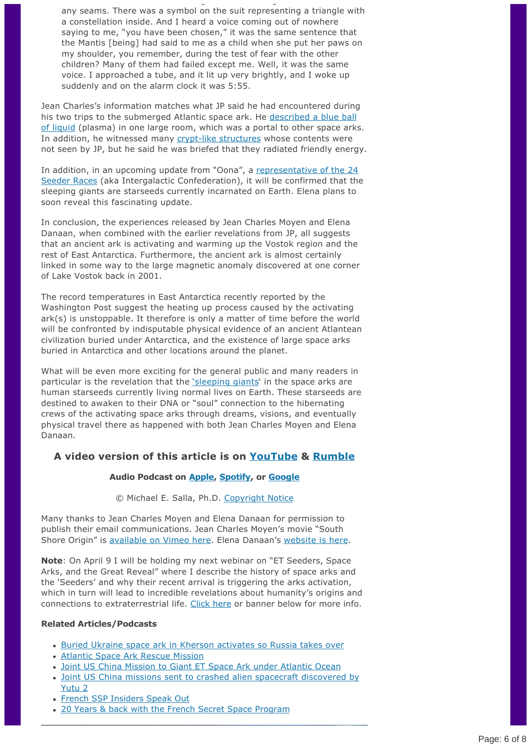> any seams. There was a symbol on the suit representing a triangle with a constellation inside. And I heard a voice coming out of nowhere saying to me, "you have been chosen," it was the same sentence that the Mantis [being] had said to me as a child when she put her paws on my shoulder, you remember, during the test of fear with the other children? Many of them had failed except me. Well, it was the same voice. I approached a tube, and it lit up very brightly, and I woke up suddenly and on the alarm clock it was 5:55.

Jean Charles's information matches what JP said he had encountered during his two trips to the submerged Atlantic space ark. He described a blue ball of liquid (plasma) in one large room, which was a portal to other space arks. In addition, he witnessed many crypt-like structures whose contents were not seen by JP, but he said he was briefed that they radiated friendly energy.

In addition, in an upcoming update from "Oona", a representative of the 24 Seeder Races (aka Intergalactic Confederation), it will be confirmed that the sleeping giants are starseeds currently incarnated on Earth. Elena plans to soon reveal this fascinating update.

In conclusion, the experiences released by Jean Charles Moyen and Elena Danaan, when combined with the earlier revelations from JP, all suggests that an ancient ark is activating and warming up the Vostok region and the rest of East Antarctica. Furthermore, the ancient ark is almost certainly linked in some way to the large magnetic anomaly discovered at one corner of Lake Vostok back in 2001.

The record temperatures in East Antarctica recently reported by the Washington Post suggest the heating up process caused by the activating ark(s) is unstoppable. It therefore is only a matter of time before the world will be confronted by indisputable physical evidence of an ancient Atlantean civilization buried under Antarctica, and the existence of large space arks buried in Antarctica and other locations around the planet.

What will be even more exciting for the general public and many readers in particular is the revelation that the 'sleeping giants' in the space arks are human starseeds currently living normal lives on Earth. These starseeds are destined to awaken to their DNA or "soul" connection to the hibernating crews of the activating space arks through dreams, visions, and eventually physical travel there as happened with both Jean Charles Moyen and Elena Danaan.

### A video version of this article is on YouTube & Rumble

**Audio Podcast on Apple, Spotify, or Google**

© Michael E. Salla, Ph.D. Copyright Notice

Many thanks to Jean Charles Moyen and Elena Danaan for permission to publish their email communications. Jean Charles Moyen's movie "South Shore Origin" is available on Vimeo here. Elena Danaan's website is here.

**Note**: On April 9 I will be holding my next webinar on "ET Seeders, Space Arks, and the Great Reveal" where I describe the history of space arks and the 'Seeders' and why their recent arrival is triggering the arks activation, which in turn will lead to incredible revelations about humanity's origins and connections to extraterrestrial life. Click here or banner below for more info.

**Related Articles/Podcasts**

- Buried Ukraine space ark in Kherson activates so Russia takes over
- Atlantic Space Ark Rescue Mission
- Joint US China Mission to Giant ET Space Ark under Atlantic Ocean
- Joint US China missions sent to crashed alien spacecraft discovered by Yutu 2
- French SSP Insiders Speak Out
- 20 Years & back with the French Secret Space Program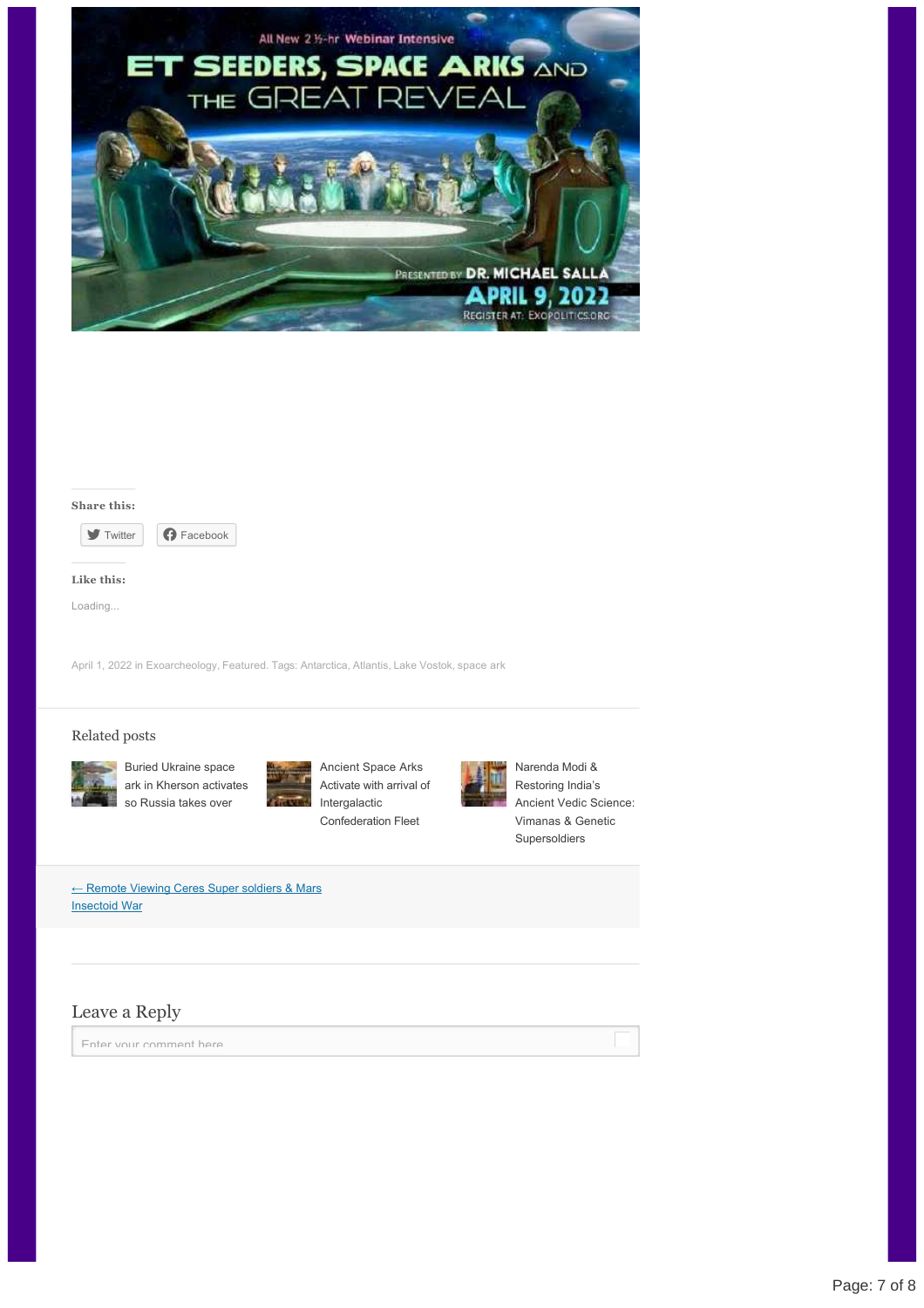Share this:

Twitter Facebook

Like this:

Loading...

April 1, 2022 in Exoarcheology, Featured. Tags: Antarctica, Atlantis, Lake Vostok, space ark

## Related posts

Buried Ukraine space ark in Kherson activates so Russia takes over

Ancient Space Arks Activate with arrival of Intergalactic Confederation Fleet

Narenda Modi & Restoring India's Ancient Vedic Science: Vimanas & Genetic Supersoldiers

← Remote Viewing Ceres Super soldiers & Mars Insectoid War

## Leave a Reply

Enter your comment here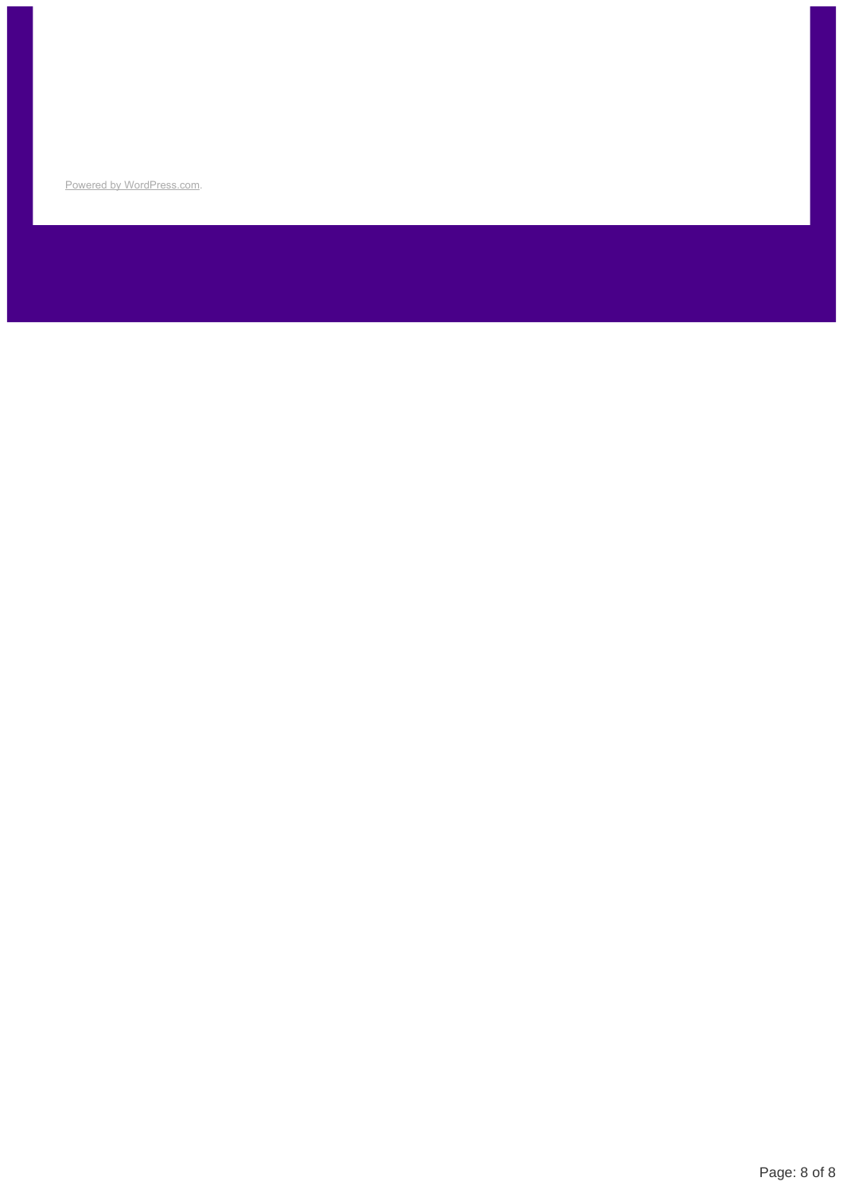Powered by WordPress.com.